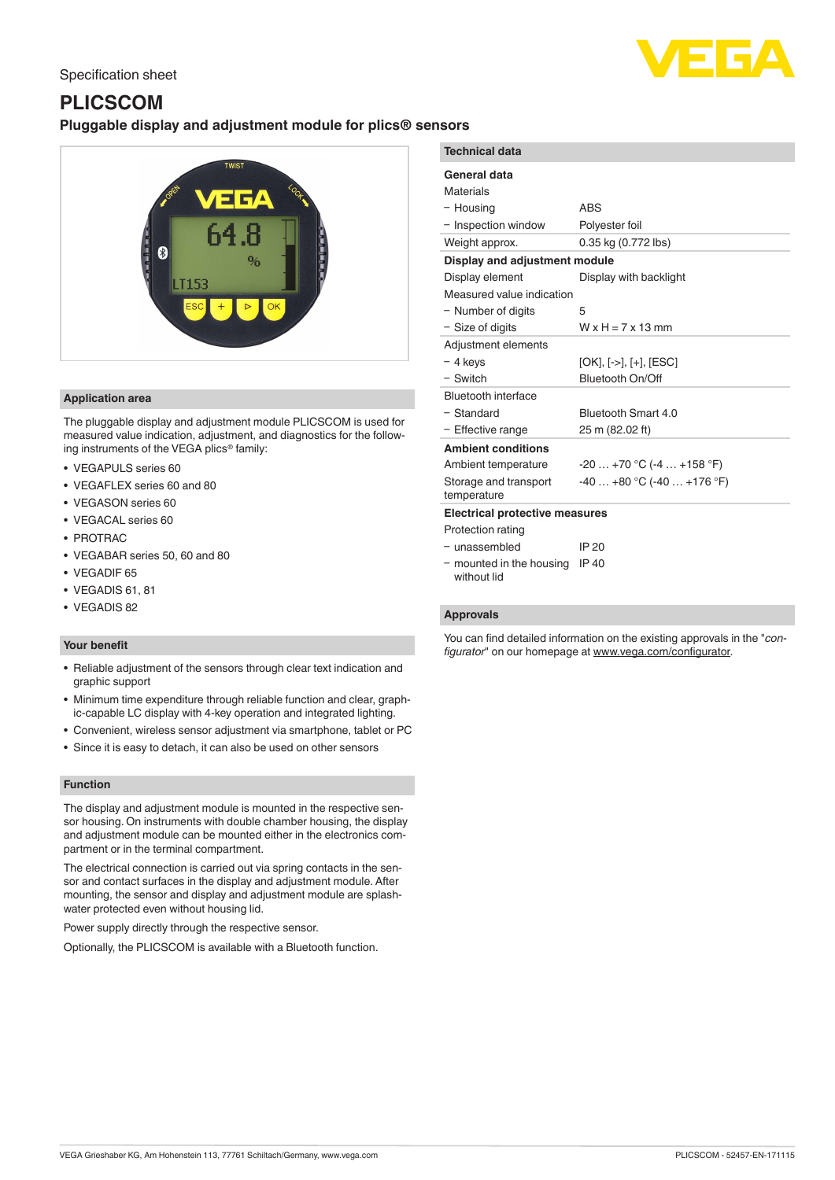Specification sheet

# PLICSCOM

## Pluggable display and adjustment module for plics® sensors

### Application area

The pluggable display and adjustment module PLICSCOM is used for measured value indication, adjustment, and diagnostics for the following instruments of the VEGA plics® family:

- VEGAPULS series 60
- VEGAFLEX series 60 and 80
- VEGASON series 60
- VEGACAL series 60
- PROTRAC
- VEGABAR series 50, 60 and 80
- VEGADIF 65
- VEGADIS 61, 81
- VEGADIS 82

### Your benefit

- Reliable adjustment of the sensors through clear text indication and graphic support
- Minimum time expenditure through reliable function and clear, graphic-capable LC display with 4-key operation and integrated lighting.
- Convenient, wireless sensor adjustment via smartphone, tablet or PC
- Since it is easy to detach, it can also be used on other sensors

### Function

The display and adjustment module is mounted in the respective sensor housing. On instruments with double chamber housing, the display and adjustment module can be mounted either in the electronics compartment or in the terminal compartment.

The electrical connection is carried out via spring contacts in the sensor and contact surfaces in the display and adjustment module. After mounting, the sensor and display and adjustment module are splash-water protected even without housing lid.

Power supply directly through the respective sensor.

Optionally, the PLICSCOM is available with a Bluetooth function.

### Technical data

| **General data** | |
|---|---|
| Materials | |
| − Housing | ABS |
| − Inspection window | Polyester foil |
| Weight approx. | 0.35 kg (0.772 lbs) |
| **Display and adjustment module** | |
| Display element | Display with backlight |
| Measured value indication | |
| − Number of digits | 5 |
| − Size of digits | W x H = 7 x 13 mm |
| Adjustment elements | |
| − 4 keys | [OK], [->], [+], [ESC] |
| − Switch | Bluetooth On/Off |
| Bluetooth interface | |
| − Standard | Bluetooth Smart 4.0 |
| − Effective range | 25 m (82.02 ft) |
| **Ambient conditions** | |
| Ambient temperature | -20 … +70 °C (-4 … +158 °F) |
| Storage and transport temperature | -40 … +80 °C (-40 … +176 °F) |
| **Electrical protective measures** | |
| Protection rating | |
| − unassembled | IP 20 |
| − mounted in the housing without lid | IP 40 |

### Approvals

You can find detailed information on the existing approvals in the "*configurator*" on our homepage at www.vega.com/configurator.

VEGA Grieshaber KG, Am Hohenstein 113, 77761 Schiltach/Germany, www.vega.com

PLICSCOM - 52457-EN-171115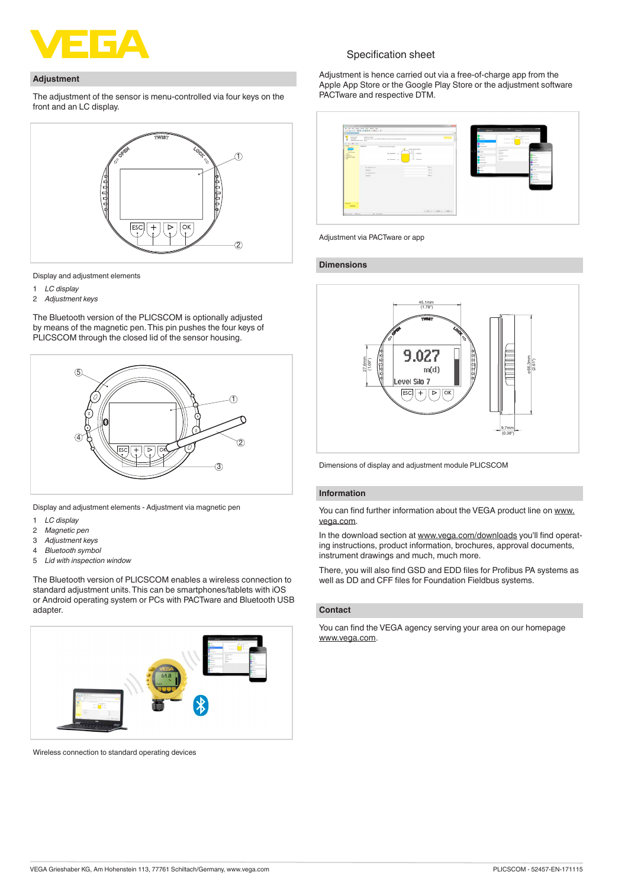Specification sheet

## Adjustment

The adjustment of the sensor is menu-controlled via four keys on the front and an LC display.

Display and adjustment elements

1 *LC display*
2 *Adjustment keys*

The Bluetooth version of the PLICSCOM is optionally adjusted by means of the magnetic pen. This pin pushes the four keys of PLICSCOM through the closed lid of the sensor housing.

Display and adjustment elements - Adjustment via magnetic pen

1 *LC display*
2 *Magnetic pen*
3 *Adjustment keys*
4 *Bluetooth symbol*
5 *Lid with inspection window*

The Bluetooth version of PLICSCOM enables a wireless connection to standard adjustment units. This can be smartphones/tablets with iOS or Android operating system or PCs with PACTware and Bluetooth USB adapter.

Wireless connection to standard operating devices

Adjustment is hence carried out via a free-of-charge app from the Apple App Store or the Google Play Store or the adjustment software PACTware and respective DTM.

Adjustment via PACTware or app

## Dimensions

45,1mm
(1.78")
27,6mm
(1.09")
ø 66,3mm
(2.61")
9,7mm
(0.38")

Dimensions of display and adjustment module PLICSCOM

## Information

You can find further information about the VEGA product line on www.vega.com.

In the download section at www.vega.com/downloads you'll find operating instructions, product information, brochures, approval documents, instrument drawings and much, much more.

There, you will also find GSD and EDD files for Profibus PA systems as well as DD and CFF files for Foundation Fieldbus systems.

## Contact

You can find the VEGA agency serving your area on our homepage www.vega.com.